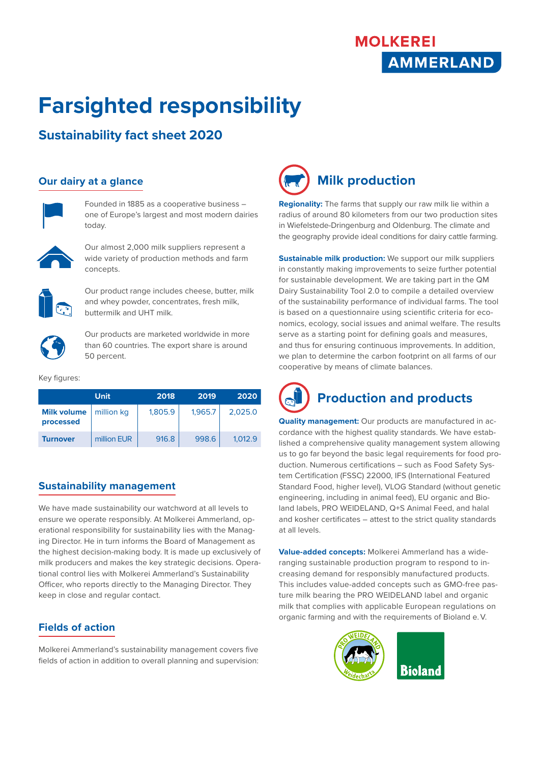MOLKEREI AMMERLAND

# Farsighted responsibility

## Sustainability fact sheet 2020

### Our dairy at a glance

Founded in 1885 as a cooperative business – one of Europe's largest and most modern dairies today.

Our almost 2,000 milk suppliers represent a wide variety of production methods and farm concepts.

Our product range includes cheese, butter, milk and whey powder, concentrates, fresh milk, buttermilk and UHT milk.

Our products are marketed worldwide in more than 60 countries. The export share is around 50 percent.

Key figures:

| | Unit | 2018 | 2019 | 2020 |
|---|---|---|---|---|
| **Milk volume processed** | million kg | 1,805.9 | 1,965.7 | 2,025.0 |
| **Turnover** | million EUR | 916.8 | 998.6 | 1,012.9 |

### Sustainability management

We have made sustainability our watchword at all levels to ensure we operate responsibly. At Molkerei Ammerland, operational responsibility for sustainability lies with the Managing Director. He in turn informs the Board of Management as the highest decision-making body. It is made up exclusively of milk producers and makes the key strategic decisions. Operational control lies with Molkerei Ammerland's Sustainability Officer, who reports directly to the Managing Director. They keep in close and regular contact.

### Fields of action

Molkerei Ammerland's sustainability management covers five fields of action in addition to overall planning and supervision:

## Milk production

**Regionality:** The farms that supply our raw milk lie within a radius of around 80 kilometers from our two production sites in Wiefelstede-Dringenburg and Oldenburg. The climate and the geography provide ideal conditions for dairy cattle farming.

**Sustainable milk production:** We support our milk suppliers in constantly making improvements to seize further potential for sustainable development. We are taking part in the QM Dairy Sustainability Tool 2.0 to compile a detailed overview of the sustainability performance of individual farms. The tool is based on a questionnaire using scientific criteria for economics, ecology, social issues and animal welfare. The results serve as a starting point for defining goals and measures, and thus for ensuring continuous improvements. In addition, we plan to determine the carbon footprint on all farms of our cooperative by means of climate balances.

## Production and products

**Quality management:** Our products are manufactured in accordance with the highest quality standards. We have established a comprehensive quality management system allowing us to go far beyond the basic legal requirements for food production. Numerous certifications – such as Food Safety System Certification (FSSC) 22000, IFS (International Featured Standard Food, higher level), VLOG Standard (without genetic engineering, including in animal feed), EU organic and Bioland labels, PRO WEIDELAND, Q+S Animal Feed, and halal and kosher certificates – attest to the strict quality standards at all levels.

**Value-added concepts:** Molkerei Ammerland has a wide-ranging sustainable production program to respond to increasing demand for responsibly manufactured products. This includes value-added concepts such as GMO-free pasture milk bearing the PRO WEIDELAND label and organic milk that complies with applicable European regulations on organic farming and with the requirements of Bioland e. V.

PRO WEIDELAND Weidecharta

Bioland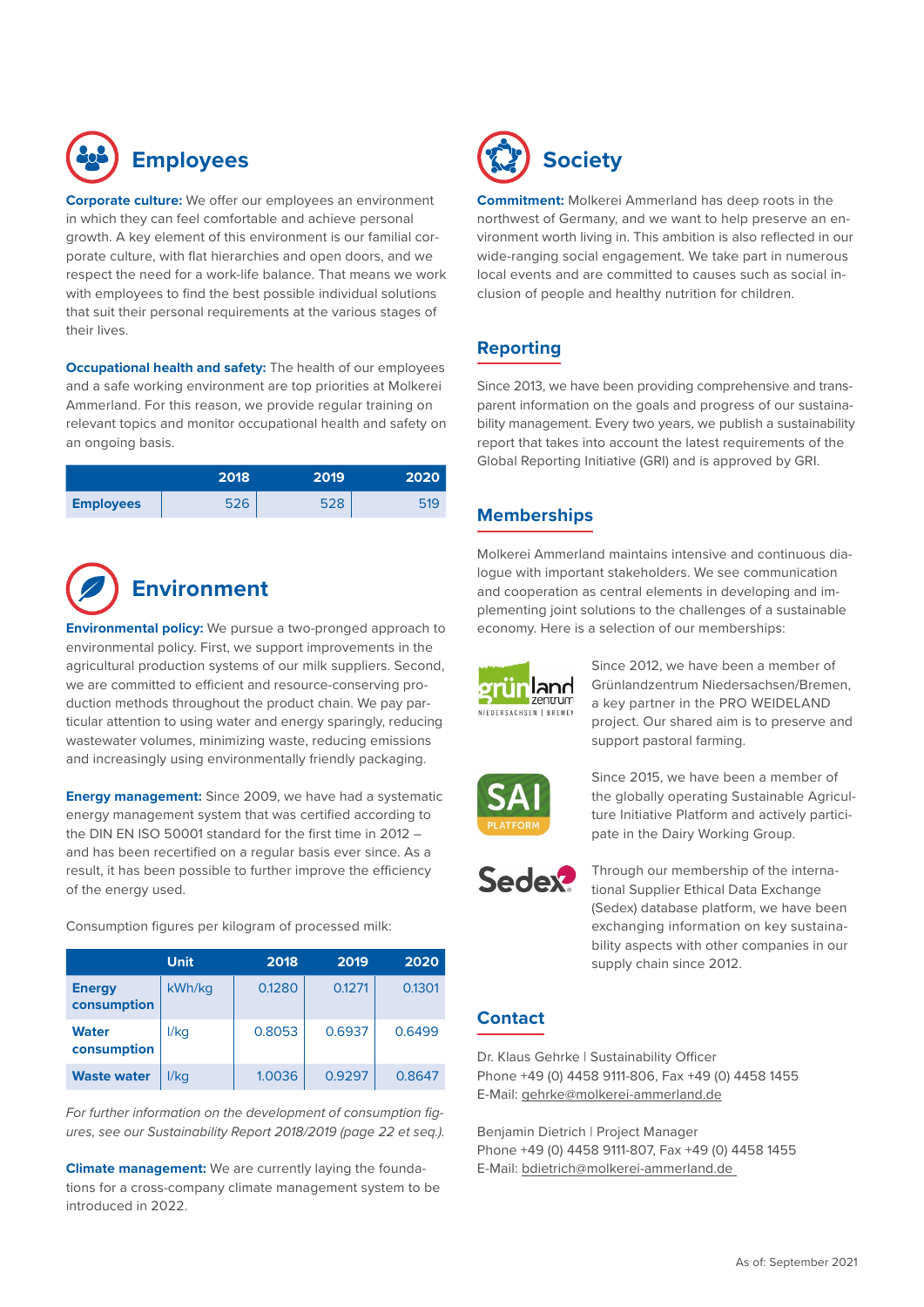## Employees

**Corporate culture:** We offer our employees an environment in which they can feel comfortable and achieve personal growth. A key element of this environment is our familial corporate culture, with flat hierarchies and open doors, and we respect the need for a work-life balance. That means we work with employees to find the best possible individual solutions that suit their personal requirements at the various stages of their lives.

**Occupational health and safety:** The health of our employees and a safe working environment are top priorities at Molkerei Ammerland. For this reason, we provide regular training on relevant topics and monitor occupational health and safety on an ongoing basis.

| | 2018 | 2019 | 2020 |
|---|---|---|---|
| **Employees** | 526 | 528 | 519 |

## Environment

**Environmental policy:** We pursue a two-pronged approach to environmental policy. First, we support improvements in the agricultural production systems of our milk suppliers. Second, we are committed to efficient and resource-conserving production methods throughout the product chain. We pay particular attention to using water and energy sparingly, reducing wastewater volumes, minimizing waste, reducing emissions and increasingly using environmentally friendly packaging.

**Energy management:** Since 2009, we have had a systematic energy management system that was certified according to the DIN EN ISO 50001 standard for the first time in 2012 – and has been recertified on a regular basis ever since. As a result, it has been possible to further improve the efficiency of the energy used.

Consumption figures per kilogram of processed milk:

| | Unit | 2018 | 2019 | 2020 |
|---|---|---|---|---|
| **Energy consumption** | kWh/kg | 0.1280 | 0.1271 | 0.1301 |
| **Water consumption** | l/kg | 0.8053 | 0.6937 | 0.6499 |
| **Waste water** | l/kg | 1.0036 | 0.9297 | 0.8647 |

*For further information on the development of consumption figures, see our Sustainability Report 2018/2019 (page 22 et seq.).*

**Climate management:** We are currently laying the foundations for a cross-company climate management system to be introduced in 2022.

## Society

**Commitment:** Molkerei Ammerland has deep roots in the northwest of Germany, and we want to help preserve an environment worth living in. This ambition is also reflected in our wide-ranging social engagement. We take part in numerous local events and are committed to causes such as social inclusion of people and healthy nutrition for children.

### Reporting

Since 2013, we have been providing comprehensive and transparent information on the goals and progress of our sustainability management. Every two years, we publish a sustainability report that takes into account the latest requirements of the Global Reporting Initiative (GRI) and is approved by GRI.

### Memberships

Molkerei Ammerland maintains intensive and continuous dialogue with important stakeholders. We see communication and cooperation as central elements in developing and implementing joint solutions to the challenges of a sustainable economy. Here is a selection of our memberships:

Since 2012, we have been a member of Grünlandzentrum Niedersachsen/Bremen, a key partner in the PRO WEIDELAND project. Our shared aim is to preserve and support pastoral farming.

Since 2015, we have been a member of the globally operating Sustainable Agriculture Initiative Platform and actively participate in the Dairy Working Group.

Through our membership of the international Supplier Ethical Data Exchange (Sedex) database platform, we have been exchanging information on key sustainability aspects with other companies in our supply chain since 2012.

### Contact

Dr. Klaus Gehrke | Sustainability Officer
Phone +49 (0) 4458 9111-806, Fax +49 (0) 4458 1455
E-Mail: gehrke@molkerei-ammerland.de

Benjamin Dietrich | Project Manager
Phone +49 (0) 4458 9111-807, Fax +49 (0) 4458 1455
E-Mail: bdietrich@molkerei-ammerland.de

As of: September 2021